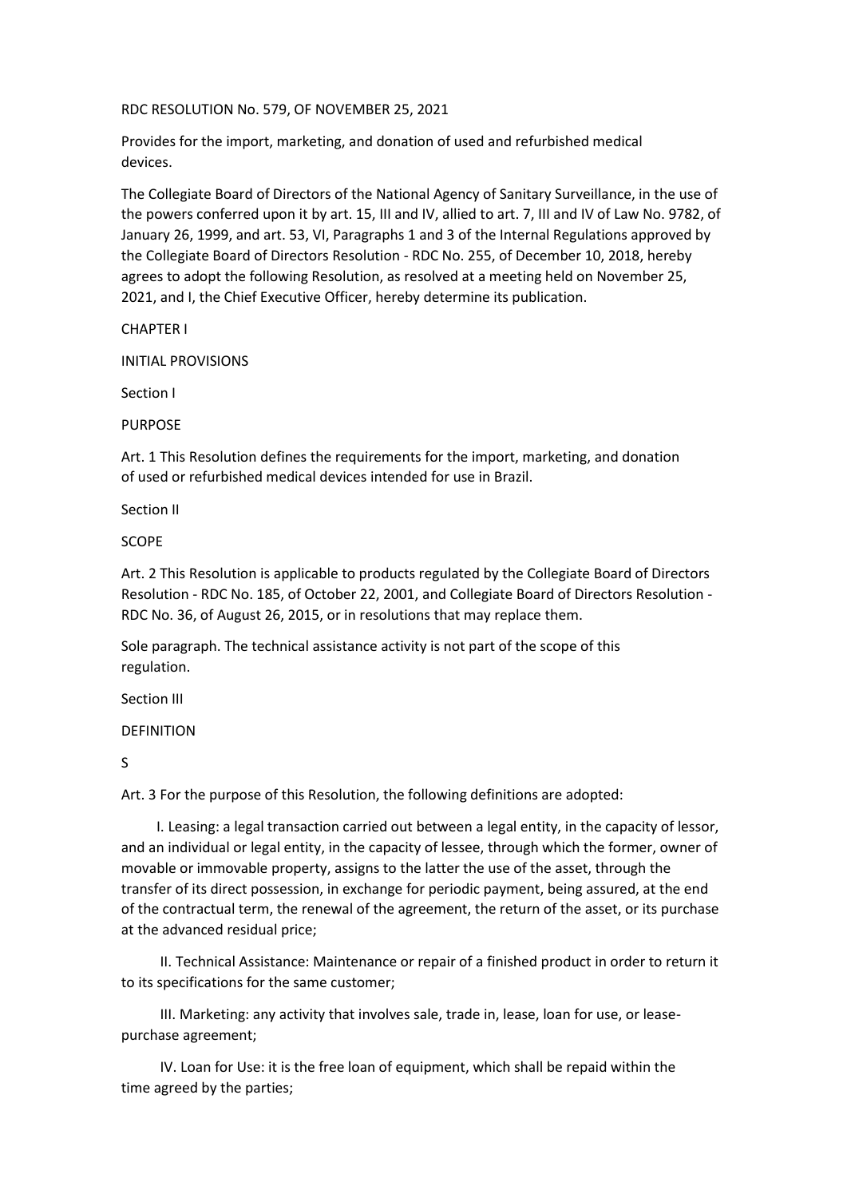# RDC RESOLUTION No. 579, OF NOVEMBER 25, 2021

Provides for the import, marketing, and donation of used and refurbished medical devices.

The Collegiate Board of Directors of the National Agency of Sanitary Surveillance, in the use of the powers conferred upon it by art. 15, III and IV, allied to art. 7, III and IV of Law No. 9782, of January 26, 1999, and art. 53, VI, Paragraphs 1 and 3 of the Internal Regulations approved by the Collegiate Board of Directors Resolution - RDC No. 255, of December 10, 2018, hereby agrees to adopt the following Resolution, as resolved at a meeting held on November 25, 2021, and I, the Chief Executive Officer, hereby determine its publication.

## CHAPTER I

## INITIAL PROVISIONS

### Section I

### PURPOSE

Art. 1 This Resolution defines the requirements for the import, marketing, and donation of used or refurbished medical devices intended for use in Brazil.

### Section II

### SCOPE

Art. 2 This Resolution is applicable to products regulated by the Collegiate Board of Directors Resolution - RDC No. 185, of October 22, 2001, and Collegiate Board of Directors Resolution - RDC No. 36, of August 26, 2015, or in resolutions that may replace them.

Sole paragraph. The technical assistance activity is not part of the scope of this regulation.

### Section III

### DEFINITION

### S

Art. 3 For the purpose of this Resolution, the following definitions are adopted:

I. Leasing: a legal transaction carried out between a legal entity, in the capacity of lessor, and an individual or legal entity, in the capacity of lessee, through which the former, owner of movable or immovable property, assigns to the latter the use of the asset, through the transfer of its direct possession, in exchange for periodic payment, being assured, at the end of the contractual term, the renewal of the agreement, the return of the asset, or its purchase at the advanced residual price;

II. Technical Assistance: Maintenance or repair of a finished product in order to return it to its specifications for the same customer;

III. Marketing: any activity that involves sale, trade in, lease, loan for use, or lease-purchase agreement;

IV. Loan for Use: it is the free loan of equipment, which shall be repaid within the time agreed by the parties;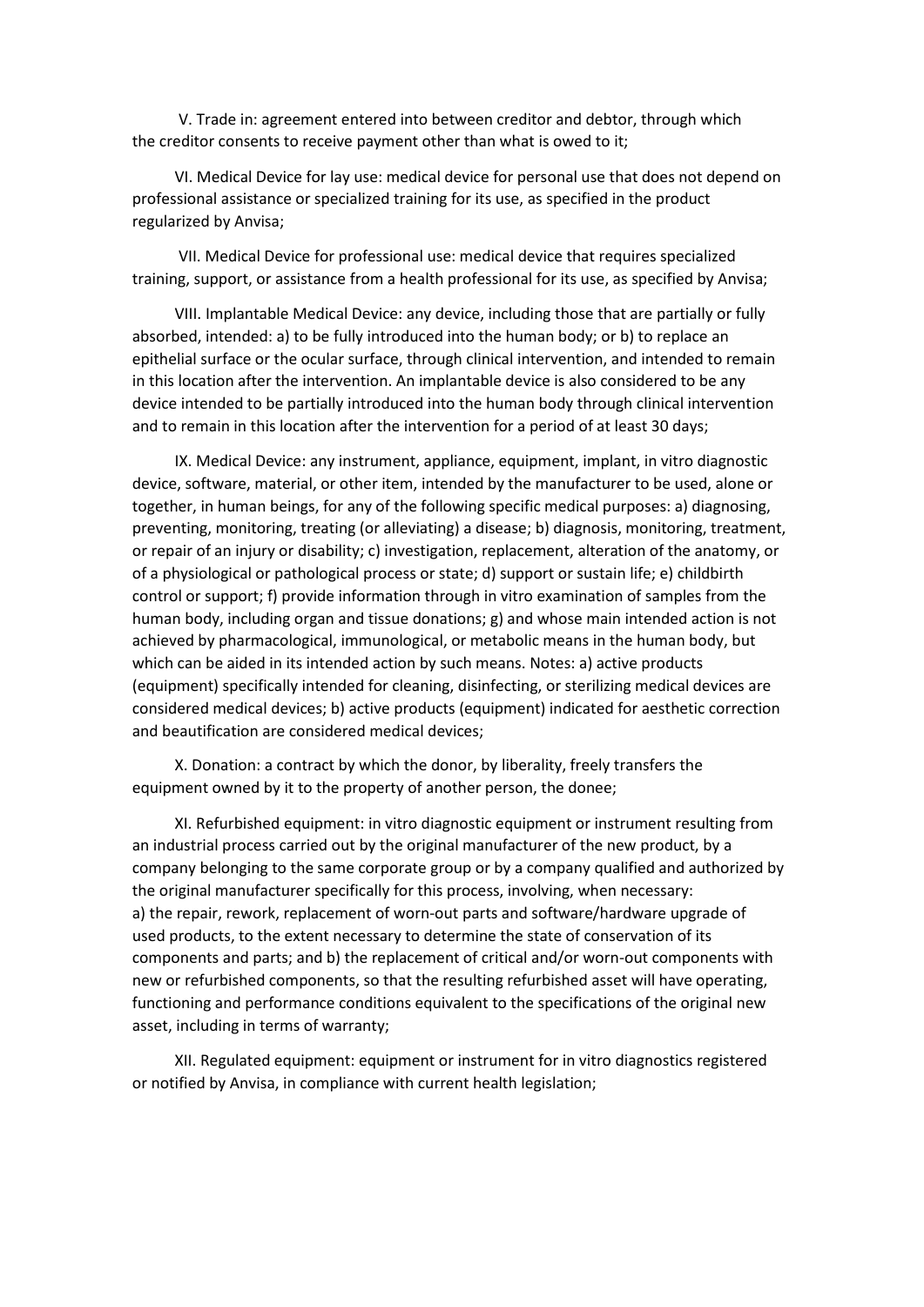V. Trade in: agreement entered into between creditor and debtor, through which the creditor consents to receive payment other than what is owed to it;

VI. Medical Device for lay use: medical device for personal use that does not depend on professional assistance or specialized training for its use, as specified in the product regularized by Anvisa;

VII. Medical Device for professional use: medical device that requires specialized training, support, or assistance from a health professional for its use, as specified by Anvisa;

VIII. Implantable Medical Device: any device, including those that are partially or fully absorbed, intended: a) to be fully introduced into the human body; or b) to replace an epithelial surface or the ocular surface, through clinical intervention, and intended to remain in this location after the intervention. An implantable device is also considered to be any device intended to be partially introduced into the human body through clinical intervention and to remain in this location after the intervention for a period of at least 30 days;

IX. Medical Device: any instrument, appliance, equipment, implant, in vitro diagnostic device, software, material, or other item, intended by the manufacturer to be used, alone or together, in human beings, for any of the following specific medical purposes: a) diagnosing, preventing, monitoring, treating (or alleviating) a disease; b) diagnosis, monitoring, treatment, or repair of an injury or disability; c) investigation, replacement, alteration of the anatomy, or of a physiological or pathological process or state; d) support or sustain life; e) childbirth control or support; f) provide information through in vitro examination of samples from the human body, including organ and tissue donations; g) and whose main intended action is not achieved by pharmacological, immunological, or metabolic means in the human body, but which can be aided in its intended action by such means. Notes: a) active products (equipment) specifically intended for cleaning, disinfecting, or sterilizing medical devices are considered medical devices; b) active products (equipment) indicated for aesthetic correction and beautification are considered medical devices;

X. Donation: a contract by which the donor, by liberality, freely transfers the equipment owned by it to the property of another person, the donee;

XI. Refurbished equipment: in vitro diagnostic equipment or instrument resulting from an industrial process carried out by the original manufacturer of the new product, by a company belonging to the same corporate group or by a company qualified and authorized by the original manufacturer specifically for this process, involving, when necessary:
a) the repair, rework, replacement of worn-out parts and software/hardware upgrade of used products, to the extent necessary to determine the state of conservation of its components and parts; and b) the replacement of critical and/or worn-out components with new or refurbished components, so that the resulting refurbished asset will have operating, functioning and performance conditions equivalent to the specifications of the original new asset, including in terms of warranty;

XII. Regulated equipment: equipment or instrument for in vitro diagnostics registered or notified by Anvisa, in compliance with current health legislation;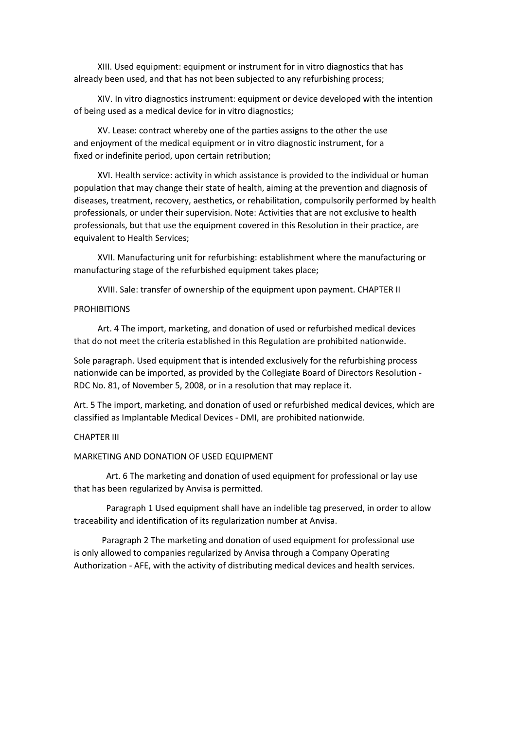XIII. Used equipment: equipment or instrument for in vitro diagnostics that has already been used, and that has not been subjected to any refurbishing process;

XIV. In vitro diagnostics instrument: equipment or device developed with the intention of being used as a medical device for in vitro diagnostics;

XV. Lease: contract whereby one of the parties assigns to the other the use and enjoyment of the medical equipment or in vitro diagnostic instrument, for a fixed or indefinite period, upon certain retribution;

XVI. Health service: activity in which assistance is provided to the individual or human population that may change their state of health, aiming at the prevention and diagnosis of diseases, treatment, recovery, aesthetics, or rehabilitation, compulsorily performed by health professionals, or under their supervision. Note: Activities that are not exclusive to health professionals, but that use the equipment covered in this Resolution in their practice, are equivalent to Health Services;

XVII. Manufacturing unit for refurbishing: establishment where the manufacturing or manufacturing stage of the refurbished equipment takes place;

XVIII. Sale: transfer of ownership of the equipment upon payment.

## CHAPTER II

## PROHIBITIONS

Art. 4 The import, marketing, and donation of used or refurbished medical devices that do not meet the criteria established in this Regulation are prohibited nationwide.

Sole paragraph. Used equipment that is intended exclusively for the refurbishing process nationwide can be imported, as provided by the Collegiate Board of Directors Resolution - RDC No. 81, of November 5, 2008, or in a resolution that may replace it.

Art. 5 The import, marketing, and donation of used or refurbished medical devices, which are classified as Implantable Medical Devices - DMI, are prohibited nationwide.

## CHAPTER III

## MARKETING AND DONATION OF USED EQUIPMENT

Art. 6 The marketing and donation of used equipment for professional or lay use that has been regularized by Anvisa is permitted.

Paragraph 1 Used equipment shall have an indelible tag preserved, in order to allow traceability and identification of its regularization number at Anvisa.

Paragraph 2 The marketing and donation of used equipment for professional use is only allowed to companies regularized by Anvisa through a Company Operating Authorization - AFE, with the activity of distributing medical devices and health services.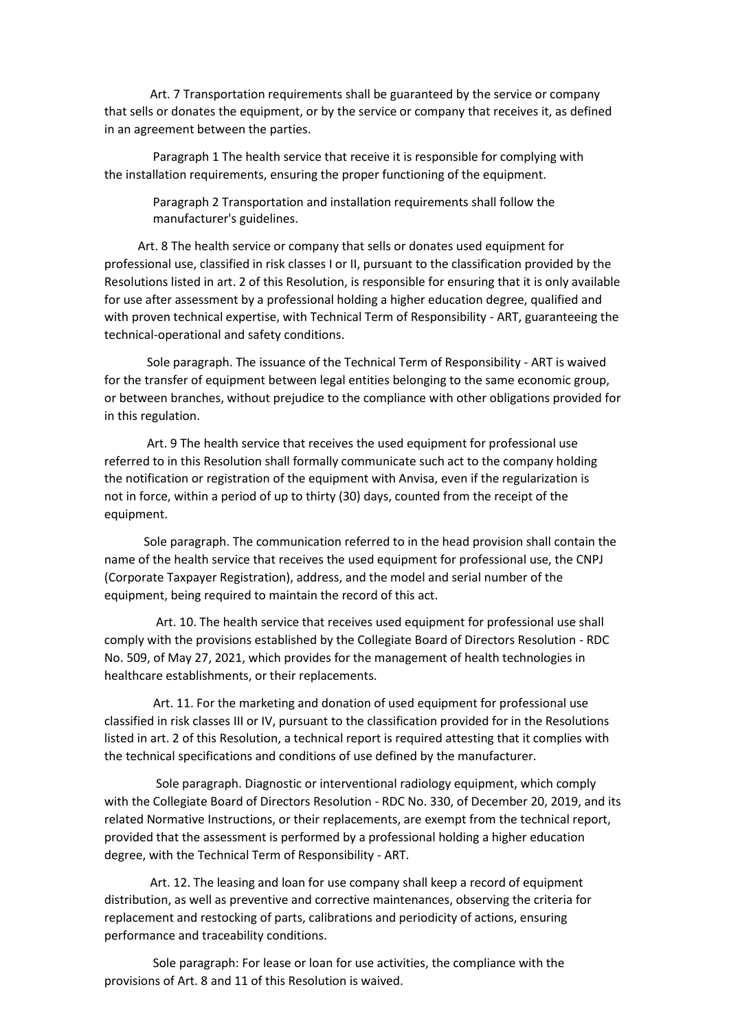Art. 7 Transportation requirements shall be guaranteed by the service or company that sells or donates the equipment, or by the service or company that receives it, as defined in an agreement between the parties.

Paragraph 1 The health service that receive it is responsible for complying with the installation requirements, ensuring the proper functioning of the equipment.

Paragraph 2 Transportation and installation requirements shall follow the manufacturer's guidelines.

Art. 8 The health service or company that sells or donates used equipment for professional use, classified in risk classes I or II, pursuant to the classification provided by the Resolutions listed in art. 2 of this Resolution, is responsible for ensuring that it is only available for use after assessment by a professional holding a higher education degree, qualified and with proven technical expertise, with Technical Term of Responsibility - ART, guaranteeing the technical-operational and safety conditions.

Sole paragraph. The issuance of the Technical Term of Responsibility - ART is waived for the transfer of equipment between legal entities belonging to the same economic group, or between branches, without prejudice to the compliance with other obligations provided for in this regulation.

Art. 9 The health service that receives the used equipment for professional use referred to in this Resolution shall formally communicate such act to the company holding the notification or registration of the equipment with Anvisa, even if the regularization is not in force, within a period of up to thirty (30) days, counted from the receipt of the equipment.

Sole paragraph. The communication referred to in the head provision shall contain the name of the health service that receives the used equipment for professional use, the CNPJ (Corporate Taxpayer Registration), address, and the model and serial number of the equipment, being required to maintain the record of this act.

Art. 10. The health service that receives used equipment for professional use shall comply with the provisions established by the Collegiate Board of Directors Resolution - RDC No. 509, of May 27, 2021, which provides for the management of health technologies in healthcare establishments, or their replacements.

Art. 11. For the marketing and donation of used equipment for professional use classified in risk classes III or IV, pursuant to the classification provided for in the Resolutions listed in art. 2 of this Resolution, a technical report is required attesting that it complies with the technical specifications and conditions of use defined by the manufacturer.

Sole paragraph. Diagnostic or interventional radiology equipment, which comply with the Collegiate Board of Directors Resolution - RDC No. 330, of December 20, 2019, and its related Normative Instructions, or their replacements, are exempt from the technical report, provided that the assessment is performed by a professional holding a higher education degree, with the Technical Term of Responsibility - ART.

Art. 12. The leasing and loan for use company shall keep a record of equipment distribution, as well as preventive and corrective maintenances, observing the criteria for replacement and restocking of parts, calibrations and periodicity of actions, ensuring performance and traceability conditions.

Sole paragraph: For lease or loan for use activities, the compliance with the provisions of Art. 8 and 11 of this Resolution is waived.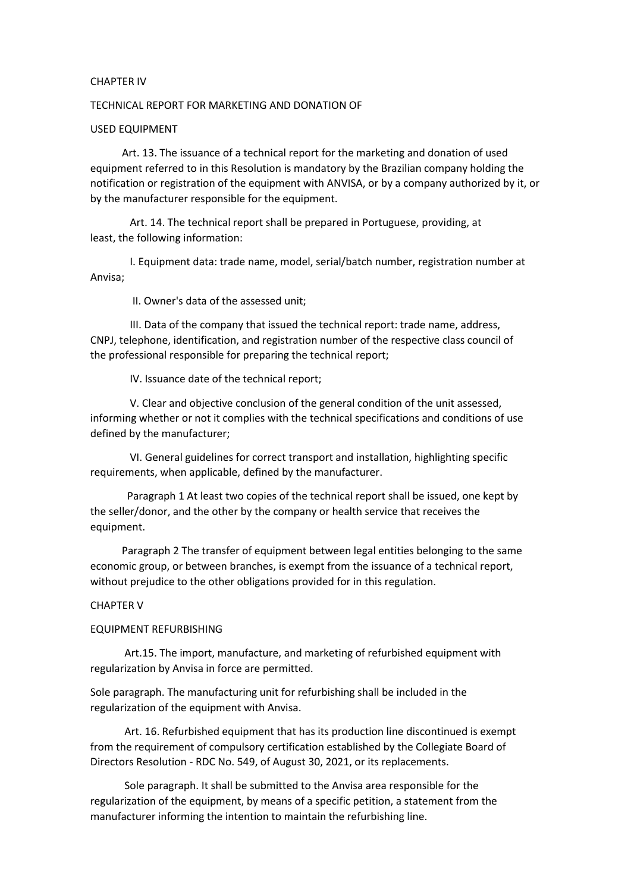## CHAPTER IV

## TECHNICAL REPORT FOR MARKETING AND DONATION OF USED EQUIPMENT

Art. 13. The issuance of a technical report for the marketing and donation of used equipment referred to in this Resolution is mandatory by the Brazilian company holding the notification or registration of the equipment with ANVISA, or by a company authorized by it, or by the manufacturer responsible for the equipment.

Art. 14. The technical report shall be prepared in Portuguese, providing, at least, the following information:

I. Equipment data: trade name, model, serial/batch number, registration number at Anvisa;

II. Owner's data of the assessed unit;

III. Data of the company that issued the technical report: trade name, address, CNPJ, telephone, identification, and registration number of the respective class council of the professional responsible for preparing the technical report;

IV. Issuance date of the technical report;

V. Clear and objective conclusion of the general condition of the unit assessed, informing whether or not it complies with the technical specifications and conditions of use defined by the manufacturer;

VI. General guidelines for correct transport and installation, highlighting specific requirements, when applicable, defined by the manufacturer.

Paragraph 1 At least two copies of the technical report shall be issued, one kept by the seller/donor, and the other by the company or health service that receives the equipment.

Paragraph 2 The transfer of equipment between legal entities belonging to the same economic group, or between branches, is exempt from the issuance of a technical report, without prejudice to the other obligations provided for in this regulation.

## CHAPTER V

## EQUIPMENT REFURBISHING

Art.15. The import, manufacture, and marketing of refurbished equipment with regularization by Anvisa in force are permitted.

Sole paragraph. The manufacturing unit for refurbishing shall be included in the regularization of the equipment with Anvisa.

Art. 16. Refurbished equipment that has its production line discontinued is exempt from the requirement of compulsory certification established by the Collegiate Board of Directors Resolution - RDC No. 549, of August 30, 2021, or its replacements.

Sole paragraph. It shall be submitted to the Anvisa area responsible for the regularization of the equipment, by means of a specific petition, a statement from the manufacturer informing the intention to maintain the refurbishing line.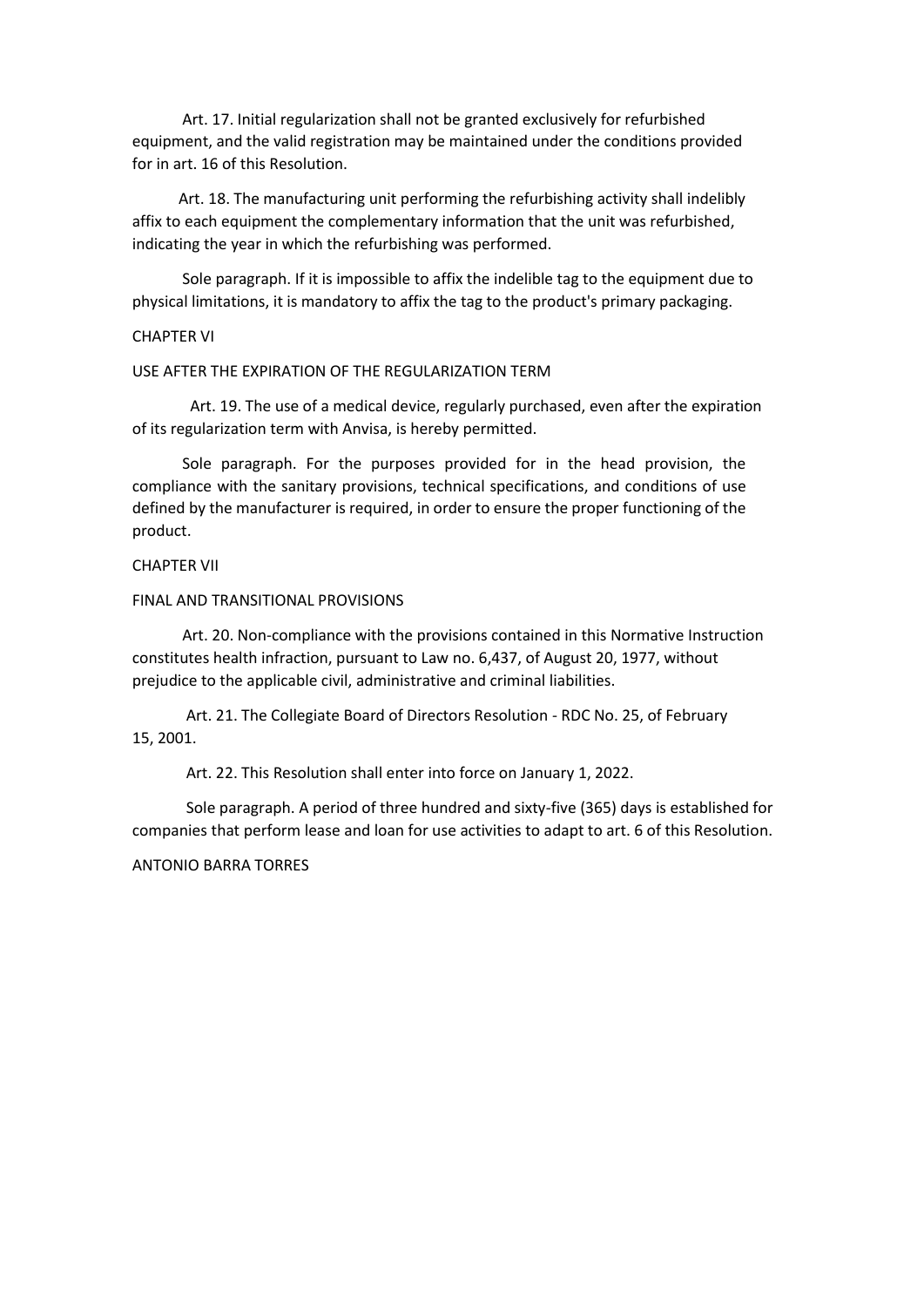Art. 17. Initial regularization shall not be granted exclusively for refurbished equipment, and the valid registration may be maintained under the conditions provided for in art. 16 of this Resolution.

Art. 18. The manufacturing unit performing the refurbishing activity shall indelibly affix to each equipment the complementary information that the unit was refurbished, indicating the year in which the refurbishing was performed.

Sole paragraph. If it is impossible to affix the indelible tag to the equipment due to physical limitations, it is mandatory to affix the tag to the product's primary packaging.

CHAPTER VI

USE AFTER THE EXPIRATION OF THE REGULARIZATION TERM

Art. 19. The use of a medical device, regularly purchased, even after the expiration of its regularization term with Anvisa, is hereby permitted.

Sole paragraph. For the purposes provided for in the head provision, the compliance with the sanitary provisions, technical specifications, and conditions of use defined by the manufacturer is required, in order to ensure the proper functioning of the product.

CHAPTER VII

FINAL AND TRANSITIONAL PROVISIONS

Art. 20. Non-compliance with the provisions contained in this Normative Instruction constitutes health infraction, pursuant to Law no. 6,437, of August 20, 1977, without prejudice to the applicable civil, administrative and criminal liabilities.

Art. 21. The Collegiate Board of Directors Resolution - RDC No. 25, of February 15, 2001.

Art. 22. This Resolution shall enter into force on January 1, 2022.

Sole paragraph. A period of three hundred and sixty-five (365) days is established for companies that perform lease and loan for use activities to adapt to art. 6 of this Resolution.

ANTONIO BARRA TORRES